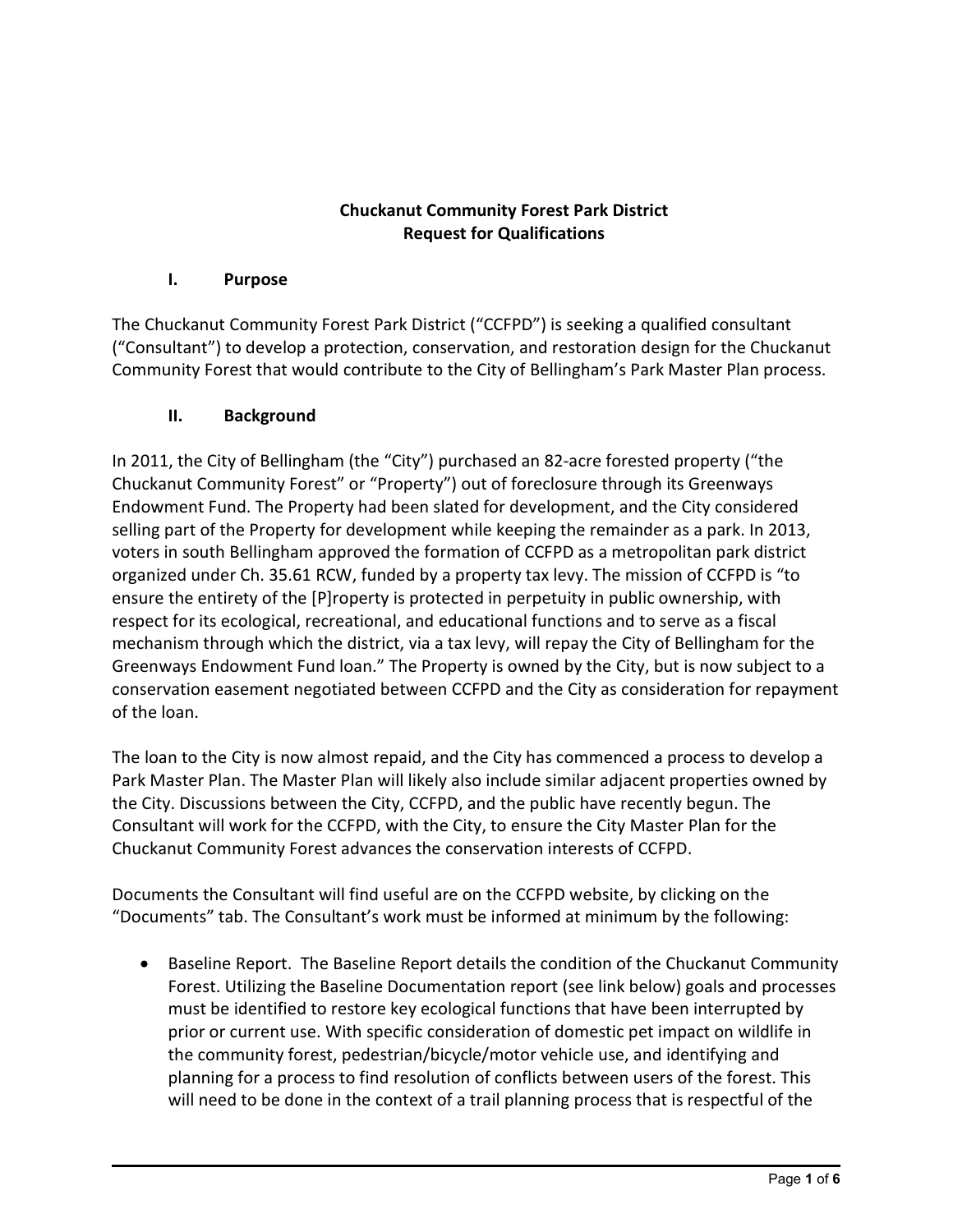# Chuckanut Community Forest Park District
# Request for Qualifications

## I. Purpose

The Chuckanut Community Forest Park District ("CCFPD") is seeking a qualified consultant ("Consultant") to develop a protection, conservation, and restoration design for the Chuckanut Community Forest that would contribute to the City of Bellingham's Park Master Plan process.

## II. Background

In 2011, the City of Bellingham (the "City") purchased an 82-acre forested property ("the Chuckanut Community Forest" or "Property") out of foreclosure through its Greenways Endowment Fund. The Property had been slated for development, and the City considered selling part of the Property for development while keeping the remainder as a park. In 2013, voters in south Bellingham approved the formation of CCFPD as a metropolitan park district organized under Ch. 35.61 RCW, funded by a property tax levy. The mission of CCFPD is "to ensure the entirety of the [P]roperty is protected in perpetuity in public ownership, with respect for its ecological, recreational, and educational functions and to serve as a fiscal mechanism through which the district, via a tax levy, will repay the City of Bellingham for the Greenways Endowment Fund loan." The Property is owned by the City, but is now subject to a conservation easement negotiated between CCFPD and the City as consideration for repayment of the loan.

The loan to the City is now almost repaid, and the City has commenced a process to develop a Park Master Plan. The Master Plan will likely also include similar adjacent properties owned by the City. Discussions between the City, CCFPD, and the public have recently begun. The Consultant will work for the CCFPD, with the City, to ensure the City Master Plan for the Chuckanut Community Forest advances the conservation interests of CCFPD.

Documents the Consultant will find useful are on the CCFPD website, by clicking on the "Documents" tab. The Consultant's work must be informed at minimum by the following:

- Baseline Report. The Baseline Report details the condition of the Chuckanut Community Forest. Utilizing the Baseline Documentation report (see link below) goals and processes must be identified to restore key ecological functions that have been interrupted by prior or current use. With specific consideration of domestic pet impact on wildlife in the community forest, pedestrian/bicycle/motor vehicle use, and identifying and planning for a process to find resolution of conflicts between users of the forest. This will need to be done in the context of a trail planning process that is respectful of the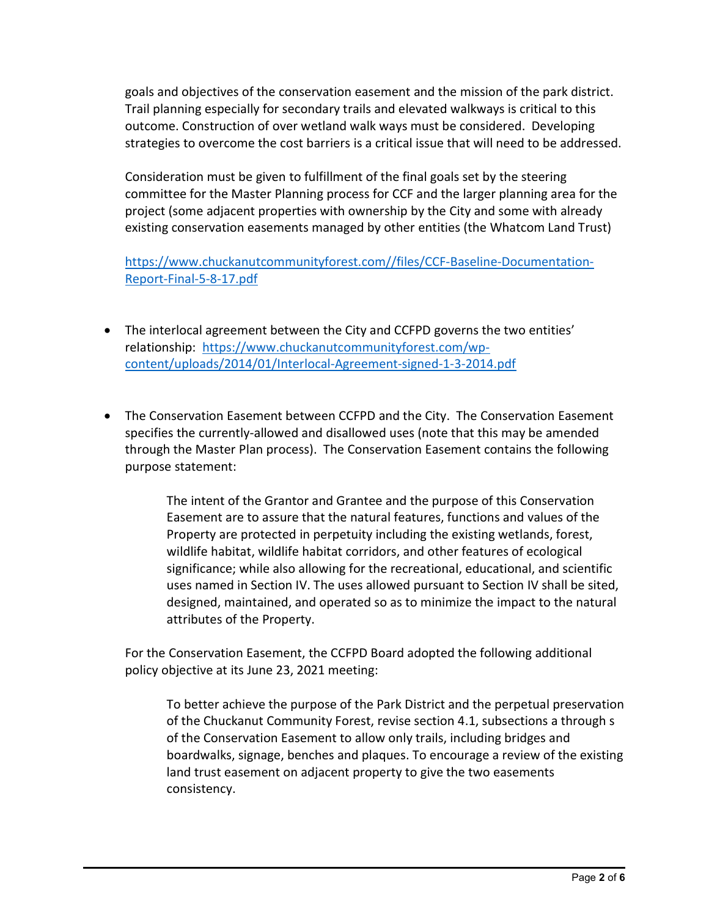goals and objectives of the conservation easement and the mission of the park district. Trail planning especially for secondary trails and elevated walkways is critical to this outcome. Construction of over wetland walk ways must be considered. Developing strategies to overcome the cost barriers is a critical issue that will need to be addressed.

Consideration must be given to fulfillment of the final goals set by the steering committee for the Master Planning process for CCF and the larger planning area for the project (some adjacent properties with ownership by the City and some with already existing conservation easements managed by other entities (the Whatcom Land Trust)

[https://www.chuckanutcommunityforest.com//files/CCF-Baseline-Documentation-Report-Final-5-8-17.pdf](https://www.chuckanutcommunityforest.com//files/CCF-Baseline-Documentation-Report-Final-5-8-17.pdf)

- The interlocal agreement between the City and CCFPD governs the two entities' relationship: [https://www.chuckanutcommunityforest.com/wp-content/uploads/2014/01/Interlocal-Agreement-signed-1-3-2014.pdf](https://www.chuckanutcommunityforest.com/wp-content/uploads/2014/01/Interlocal-Agreement-signed-1-3-2014.pdf)

- The Conservation Easement between CCFPD and the City. The Conservation Easement specifies the currently-allowed and disallowed uses (note that this may be amended through the Master Plan process). The Conservation Easement contains the following purpose statement:

> The intent of the Grantor and Grantee and the purpose of this Conservation Easement are to assure that the natural features, functions and values of the Property are protected in perpetuity including the existing wetlands, forest, wildlife habitat, wildlife habitat corridors, and other features of ecological significance; while also allowing for the recreational, educational, and scientific uses named in Section IV. The uses allowed pursuant to Section IV shall be sited, designed, maintained, and operated so as to minimize the impact to the natural attributes of the Property.

For the Conservation Easement, the CCFPD Board adopted the following additional policy objective at its June 23, 2021 meeting:

> To better achieve the purpose of the Park District and the perpetual preservation of the Chuckanut Community Forest, revise section 4.1, subsections a through s of the Conservation Easement to allow only trails, including bridges and boardwalks, signage, benches and plaques. To encourage a review of the existing land trust easement on adjacent property to give the two easements consistency.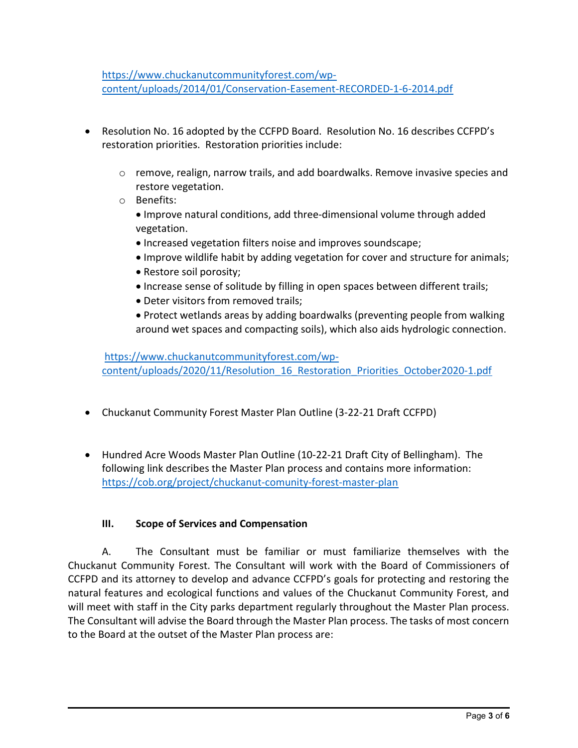https://www.chuckanutcommunityforest.com/wp-content/uploads/2014/01/Conservation-Easement-RECORDED-1-6-2014.pdf

- Resolution No. 16 adopted by the CCFPD Board. Resolution No. 16 describes CCFPD's restoration priorities. Restoration priorities include:

  - remove, realign, narrow trails, and add boardwalks. Remove invasive species and restore vegetation.
  - Benefits:
    - Improve natural conditions, add three-dimensional volume through added vegetation.
    - Increased vegetation filters noise and improves soundscape;
    - Improve wildlife habit by adding vegetation for cover and structure for animals;
    - Restore soil porosity;
    - Increase sense of solitude by filling in open spaces between different trails;
    - Deter visitors from removed trails;
    - Protect wetlands areas by adding boardwalks (preventing people from walking around wet spaces and compacting soils), which also aids hydrologic connection.

  https://www.chuckanutcommunityforest.com/wp-content/uploads/2020/11/Resolution_16_Restoration_Priorities_October2020-1.pdf

- Chuckanut Community Forest Master Plan Outline (3-22-21 Draft CCFPD)

- Hundred Acre Woods Master Plan Outline (10-22-21 Draft City of Bellingham). The following link describes the Master Plan process and contains more information: https://cob.org/project/chuckanut-comunity-forest-master-plan

### III. Scope of Services and Compensation

A. The Consultant must be familiar or must familiarize themselves with the Chuckanut Community Forest. The Consultant will work with the Board of Commissioners of CCFPD and its attorney to develop and advance CCFPD's goals for protecting and restoring the natural features and ecological functions and values of the Chuckanut Community Forest, and will meet with staff in the City parks department regularly throughout the Master Plan process. The Consultant will advise the Board through the Master Plan process. The tasks of most concern to the Board at the outset of the Master Plan process are: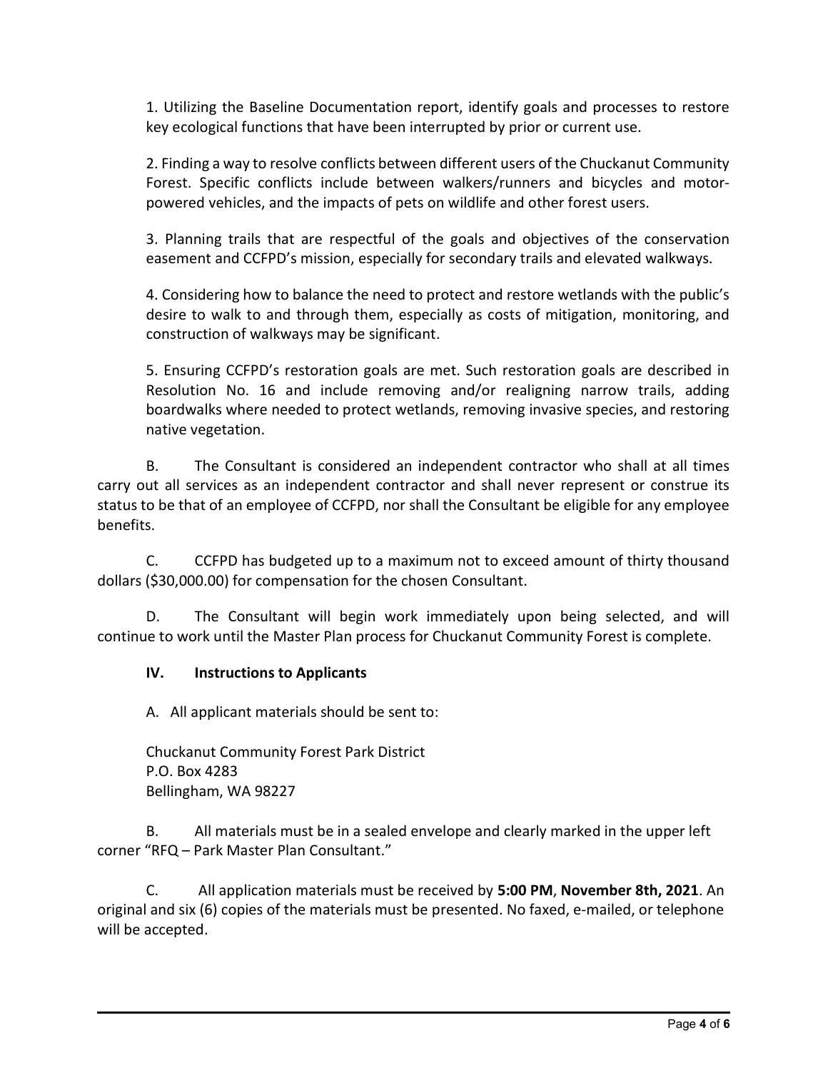1. Utilizing the Baseline Documentation report, identify goals and processes to restore key ecological functions that have been interrupted by prior or current use.

2. Finding a way to resolve conflicts between different users of the Chuckanut Community Forest. Specific conflicts include between walkers/runners and bicycles and motor-powered vehicles, and the impacts of pets on wildlife and other forest users.

3. Planning trails that are respectful of the goals and objectives of the conservation easement and CCFPD's mission, especially for secondary trails and elevated walkways.

4. Considering how to balance the need to protect and restore wetlands with the public's desire to walk to and through them, especially as costs of mitigation, monitoring, and construction of walkways may be significant.

5. Ensuring CCFPD's restoration goals are met. Such restoration goals are described in Resolution No. 16 and include removing and/or realigning narrow trails, adding boardwalks where needed to protect wetlands, removing invasive species, and restoring native vegetation.

B. The Consultant is considered an independent contractor who shall at all times carry out all services as an independent contractor and shall never represent or construe its status to be that of an employee of CCFPD, nor shall the Consultant be eligible for any employee benefits.

C. CCFPD has budgeted up to a maximum not to exceed amount of thirty thousand dollars ($30,000.00) for compensation for the chosen Consultant.

D. The Consultant will begin work immediately upon being selected, and will continue to work until the Master Plan process for Chuckanut Community Forest is complete.

## IV. Instructions to Applicants

A. All applicant materials should be sent to:

Chuckanut Community Forest Park District
P.O. Box 4283
Bellingham, WA 98227

B. All materials must be in a sealed envelope and clearly marked in the upper left corner "RFQ – Park Master Plan Consultant."

C. All application materials must be received by **5:00 PM**, **November 8th, 2021**. An original and six (6) copies of the materials must be presented. No faxed, e-mailed, or telephone will be accepted.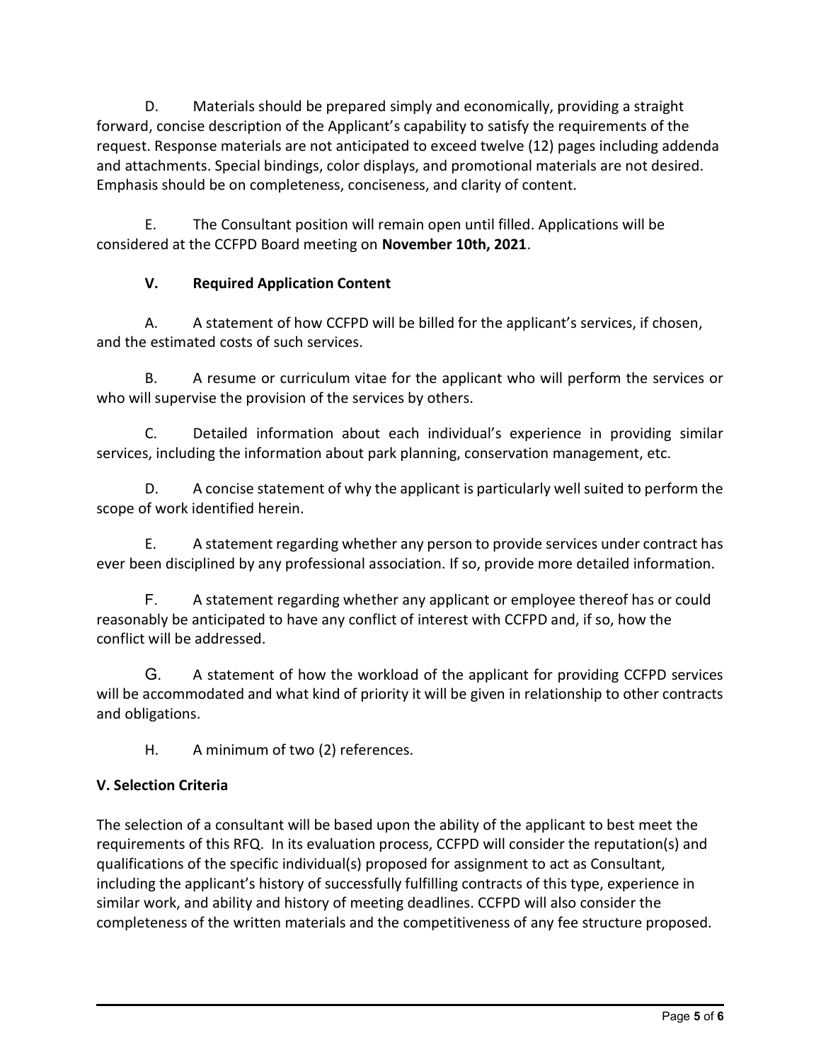D. Materials should be prepared simply and economically, providing a straight forward, concise description of the Applicant's capability to satisfy the requirements of the request. Response materials are not anticipated to exceed twelve (12) pages including addenda and attachments. Special bindings, color displays, and promotional materials are not desired. Emphasis should be on completeness, conciseness, and clarity of content.

E. The Consultant position will remain open until filled. Applications will be considered at the CCFPD Board meeting on **November 10th, 2021**.

## V. Required Application Content

A. A statement of how CCFPD will be billed for the applicant's services, if chosen, and the estimated costs of such services.

B. A resume or curriculum vitae for the applicant who will perform the services or who will supervise the provision of the services by others.

C. Detailed information about each individual's experience in providing similar services, including the information about park planning, conservation management, etc.

D. A concise statement of why the applicant is particularly well suited to perform the scope of work identified herein.

E. A statement regarding whether any person to provide services under contract has ever been disciplined by any professional association. If so, provide more detailed information.

F. A statement regarding whether any applicant or employee thereof has or could reasonably be anticipated to have any conflict of interest with CCFPD and, if so, how the conflict will be addressed.

G. A statement of how the workload of the applicant for providing CCFPD services will be accommodated and what kind of priority it will be given in relationship to other contracts and obligations.

H. A minimum of two (2) references.

## V. Selection Criteria

The selection of a consultant will be based upon the ability of the applicant to best meet the requirements of this RFQ. In its evaluation process, CCFPD will consider the reputation(s) and qualifications of the specific individual(s) proposed for assignment to act as Consultant, including the applicant's history of successfully fulfilling contracts of this type, experience in similar work, and ability and history of meeting deadlines. CCFPD will also consider the completeness of the written materials and the competitiveness of any fee structure proposed.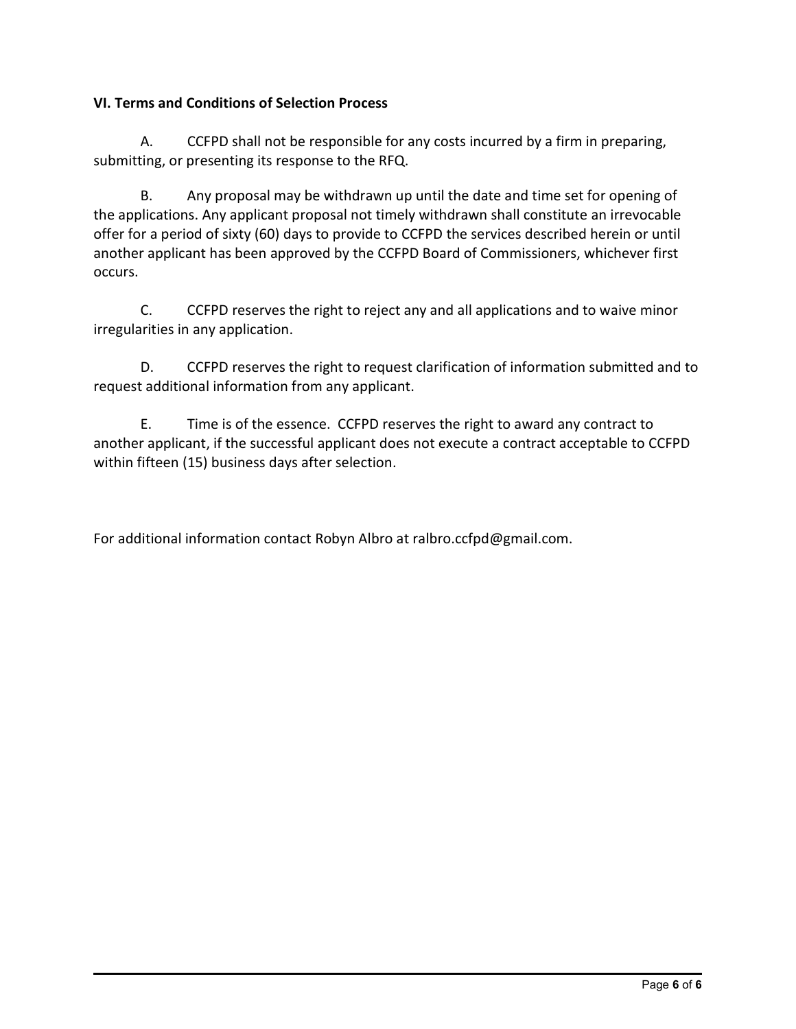### VI. Terms and Conditions of Selection Process

A. CCFPD shall not be responsible for any costs incurred by a firm in preparing, submitting, or presenting its response to the RFQ.

B. Any proposal may be withdrawn up until the date and time set for opening of the applications. Any applicant proposal not timely withdrawn shall constitute an irrevocable offer for a period of sixty (60) days to provide to CCFPD the services described herein or until another applicant has been approved by the CCFPD Board of Commissioners, whichever first occurs.

C. CCFPD reserves the right to reject any and all applications and to waive minor irregularities in any application.

D. CCFPD reserves the right to request clarification of information submitted and to request additional information from any applicant.

E. Time is of the essence. CCFPD reserves the right to award any contract to another applicant, if the successful applicant does not execute a contract acceptable to CCFPD within fifteen (15) business days after selection.

For additional information contact Robyn Albro at ralbro.ccfpd@gmail.com.